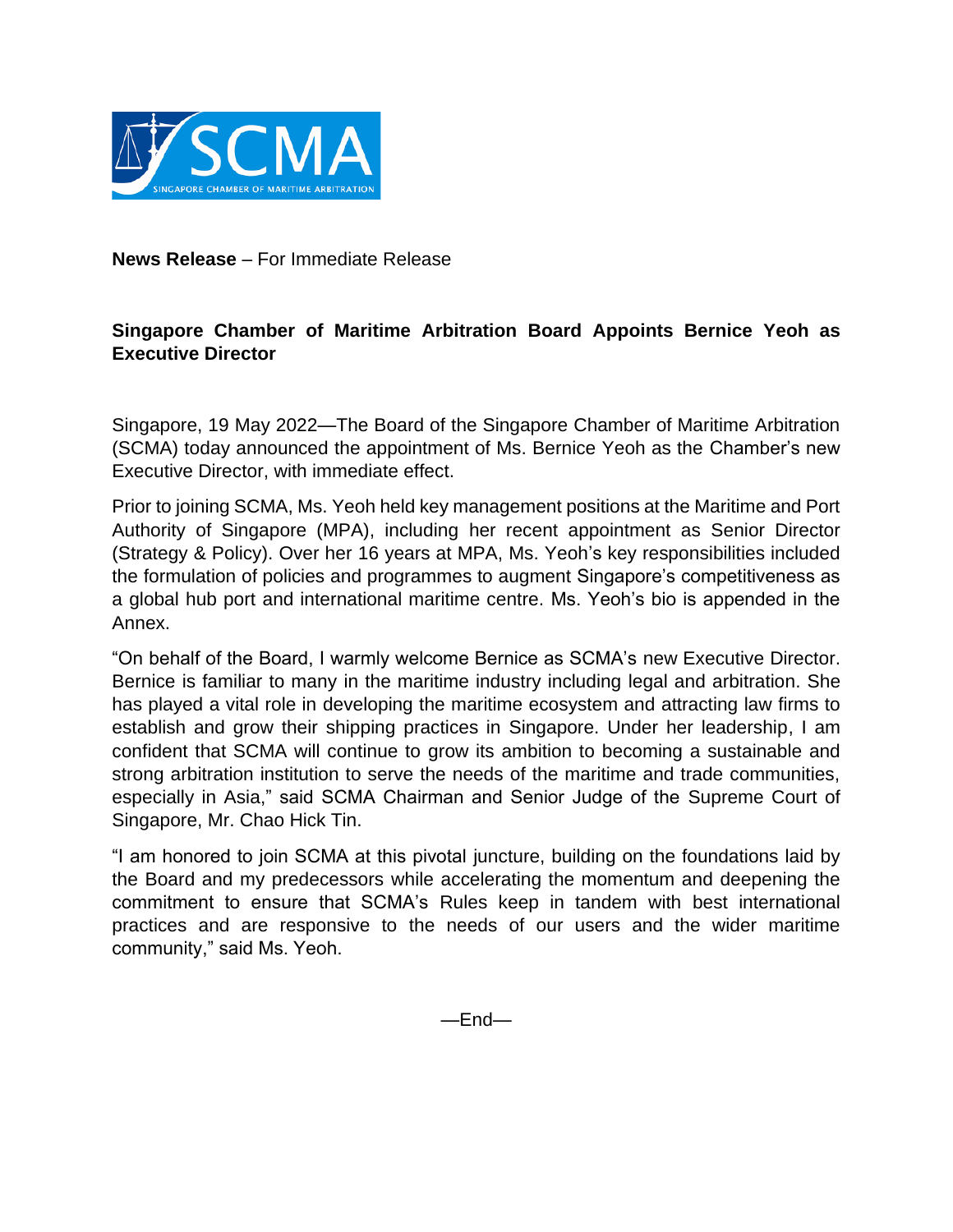**News Release** – For Immediate Release

## Singapore Chamber of Maritime Arbitration Board Appoints Bernice Yeoh as Executive Director

Singapore, 19 May 2022—The Board of the Singapore Chamber of Maritime Arbitration (SCMA) today announced the appointment of Ms. Bernice Yeoh as the Chamber's new Executive Director, with immediate effect.

Prior to joining SCMA, Ms. Yeoh held key management positions at the Maritime and Port Authority of Singapore (MPA), including her recent appointment as Senior Director (Strategy & Policy). Over her 16 years at MPA, Ms. Yeoh's key responsibilities included the formulation of policies and programmes to augment Singapore's competitiveness as a global hub port and international maritime centre. Ms. Yeoh's bio is appended in the Annex.

"On behalf of the Board, I warmly welcome Bernice as SCMA's new Executive Director. Bernice is familiar to many in the maritime industry including legal and arbitration. She has played a vital role in developing the maritime ecosystem and attracting law firms to establish and grow their shipping practices in Singapore. Under her leadership, I am confident that SCMA will continue to grow its ambition to becoming a sustainable and strong arbitration institution to serve the needs of the maritime and trade communities, especially in Asia," said SCMA Chairman and Senior Judge of the Supreme Court of Singapore, Mr. Chao Hick Tin.

"I am honored to join SCMA at this pivotal juncture, building on the foundations laid by the Board and my predecessors while accelerating the momentum and deepening the commitment to ensure that SCMA's Rules keep in tandem with best international practices and are responsive to the needs of our users and the wider maritime community," said Ms. Yeoh.

—End—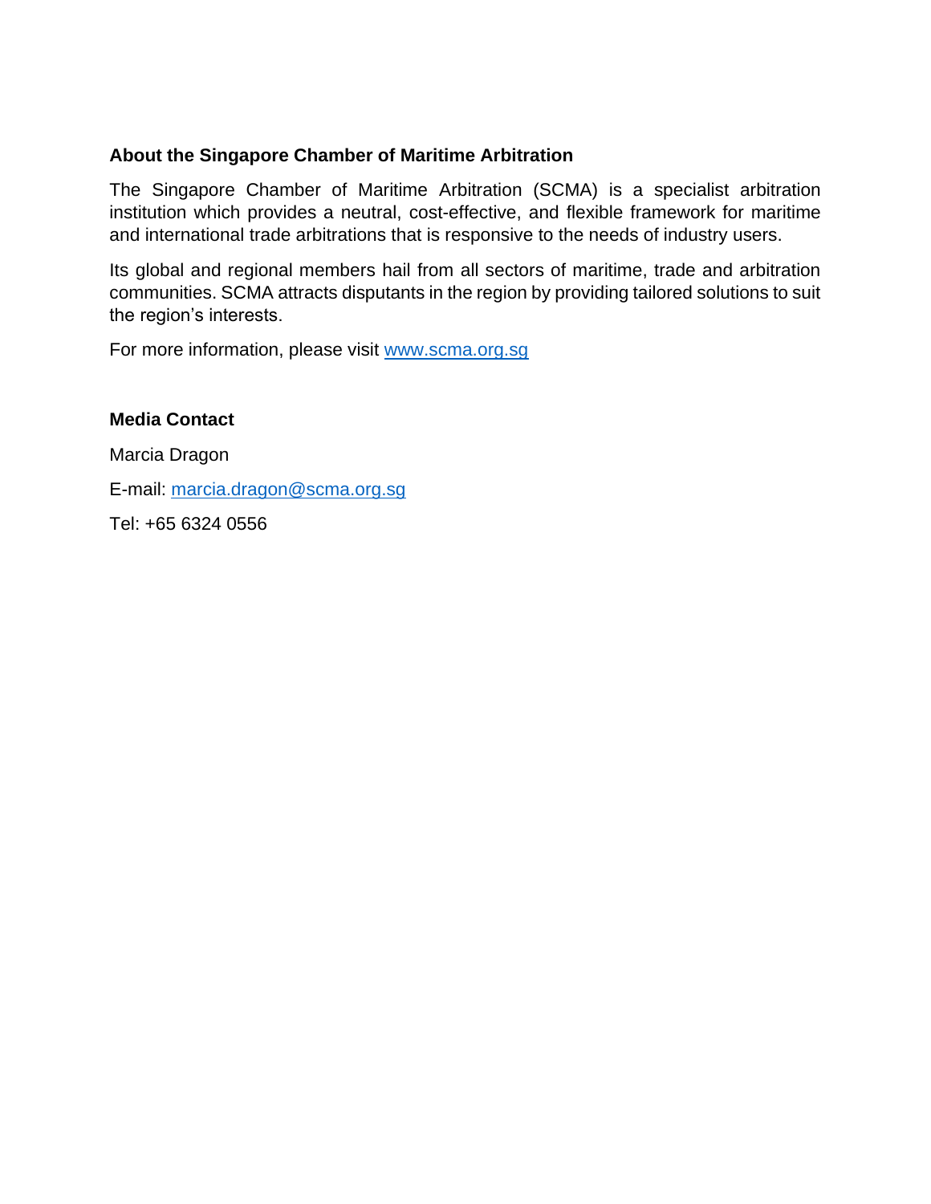**About the Singapore Chamber of Maritime Arbitration**

The Singapore Chamber of Maritime Arbitration (SCMA) is a specialist arbitration institution which provides a neutral, cost-effective, and flexible framework for maritime and international trade arbitrations that is responsive to the needs of industry users.

Its global and regional members hail from all sectors of maritime, trade and arbitration communities. SCMA attracts disputants in the region by providing tailored solutions to suit the region's interests.

For more information, please visit [www.scma.org.sg](http://www.scma.org.sg)

**Media Contact**

Marcia Dragon

E-mail: [marcia.dragon@scma.org.sg](mailto:marcia.dragon@scma.org.sg)

Tel: +65 6324 0556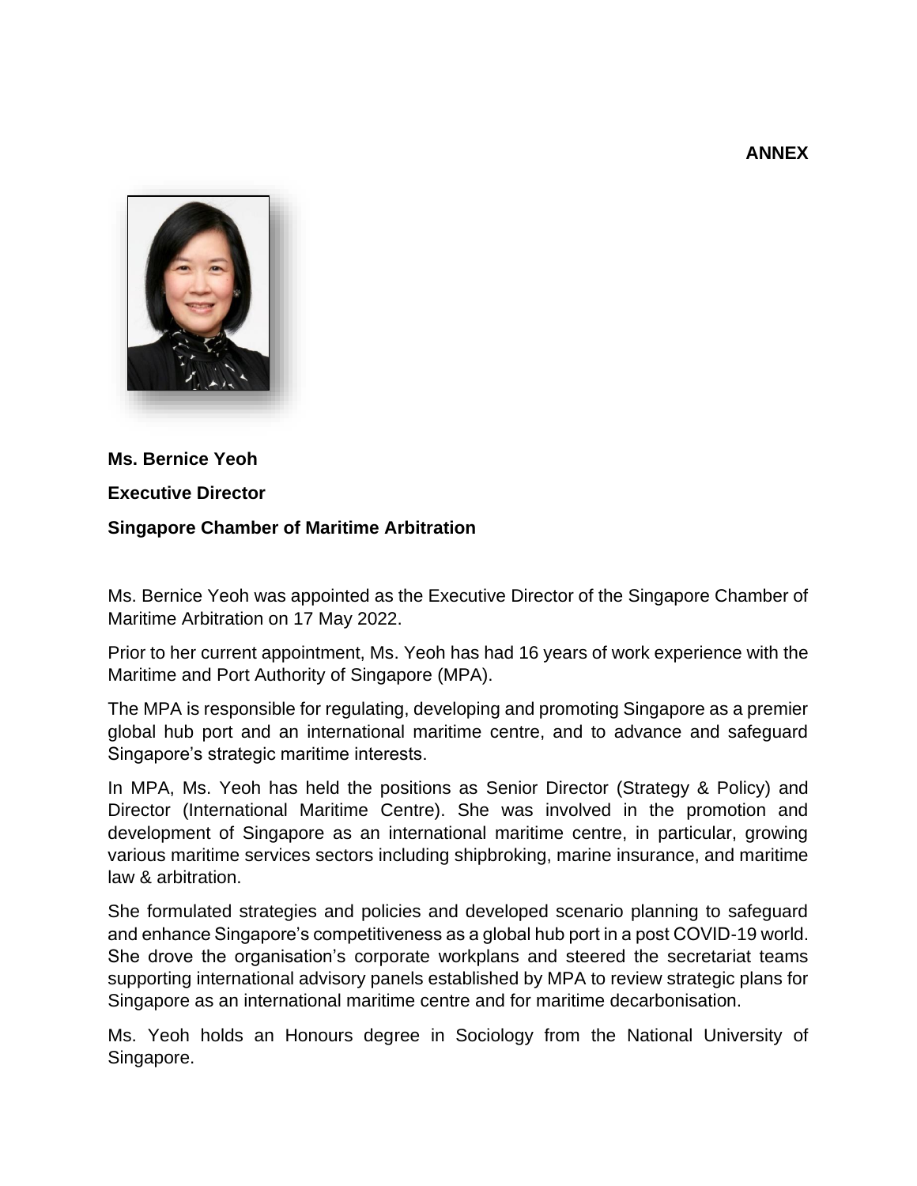**ANNEX**

**Ms. Bernice Yeoh**

**Executive Director**

**Singapore Chamber of Maritime Arbitration**

Ms. Bernice Yeoh was appointed as the Executive Director of the Singapore Chamber of Maritime Arbitration on 17 May 2022.

Prior to her current appointment, Ms. Yeoh has had 16 years of work experience with the Maritime and Port Authority of Singapore (MPA).

The MPA is responsible for regulating, developing and promoting Singapore as a premier global hub port and an international maritime centre, and to advance and safeguard Singapore's strategic maritime interests.

In MPA, Ms. Yeoh has held the positions as Senior Director (Strategy & Policy) and Director (International Maritime Centre). She was involved in the promotion and development of Singapore as an international maritime centre, in particular, growing various maritime services sectors including shipbroking, marine insurance, and maritime law & arbitration.

She formulated strategies and policies and developed scenario planning to safeguard and enhance Singapore's competitiveness as a global hub port in a post COVID-19 world. She drove the organisation's corporate workplans and steered the secretariat teams supporting international advisory panels established by MPA to review strategic plans for Singapore as an international maritime centre and for maritime decarbonisation.

Ms. Yeoh holds an Honours degree in Sociology from the National University of Singapore.